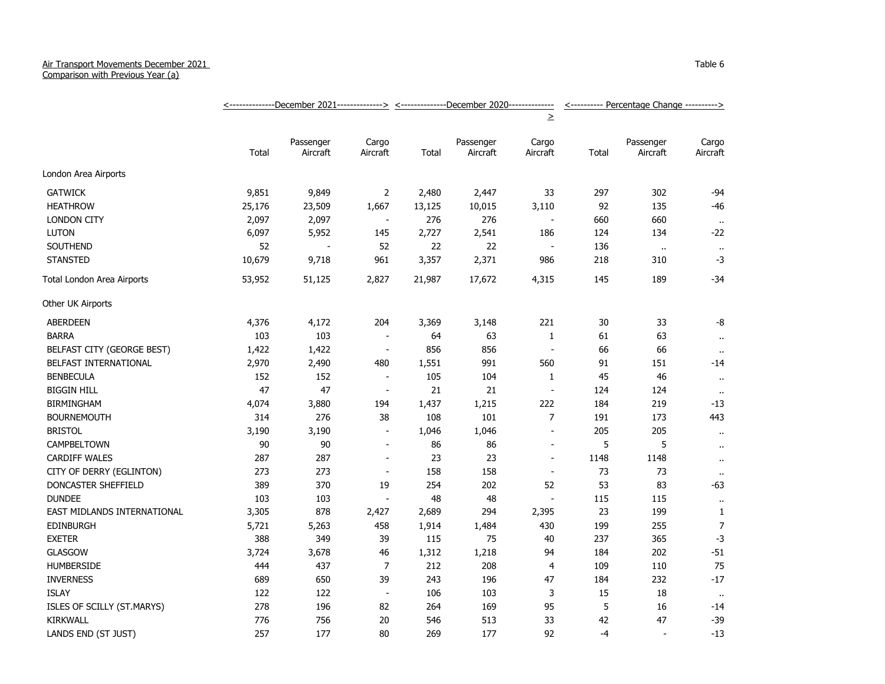Air Transport Movements December 2021
Comparison with Previous Year (a)

Table 6

| | December 2021 | | | December 2020 | | | Percentage Change | | |
|---|---|---|---|---|---|---|---|---|---|
| | Total | Passenger Aircraft | Cargo Aircraft | Total | Passenger Aircraft | Cargo Aircraft | Total | Passenger Aircraft | Cargo Aircraft |
| London Area Airports | | | | | | | | | |
| GATWICK | 9,851 | 9,849 | 2 | 2,480 | 2,447 | 33 | 297 | 302 | -94 |
| HEATHROW | 25,176 | 23,509 | 1,667 | 13,125 | 10,015 | 3,110 | 92 | 135 | -46 |
| LONDON CITY | 2,097 | 2,097 | - | 276 | 276 | - | 660 | 660 | .. |
| LUTON | 6,097 | 5,952 | 145 | 2,727 | 2,541 | 186 | 124 | 134 | -22 |
| SOUTHEND | 52 | - | 52 | 22 | 22 | - | 136 | .. | .. |
| STANSTED | 10,679 | 9,718 | 961 | 3,357 | 2,371 | 986 | 218 | 310 | -3 |
| Total London Area Airports | 53,952 | 51,125 | 2,827 | 21,987 | 17,672 | 4,315 | 145 | 189 | -34 |
| Other UK Airports | | | | | | | | | |
| ABERDEEN | 4,376 | 4,172 | 204 | 3,369 | 3,148 | 221 | 30 | 33 | -8 |
| BARRA | 103 | 103 | - | 64 | 63 | 1 | 61 | 63 | .. |
| BELFAST CITY (GEORGE BEST) | 1,422 | 1,422 | - | 856 | 856 | - | 66 | 66 | .. |
| BELFAST INTERNATIONAL | 2,970 | 2,490 | 480 | 1,551 | 991 | 560 | 91 | 151 | -14 |
| BENBECULA | 152 | 152 | - | 105 | 104 | 1 | 45 | 46 | .. |
| BIGGIN HILL | 47 | 47 | - | 21 | 21 | - | 124 | 124 | .. |
| BIRMINGHAM | 4,074 | 3,880 | 194 | 1,437 | 1,215 | 222 | 184 | 219 | -13 |
| BOURNEMOUTH | 314 | 276 | 38 | 108 | 101 | 7 | 191 | 173 | 443 |
| BRISTOL | 3,190 | 3,190 | - | 1,046 | 1,046 | - | 205 | 205 | .. |
| CAMPBELTOWN | 90 | 90 | - | 86 | 86 | - | 5 | 5 | .. |
| CARDIFF WALES | 287 | 287 | - | 23 | 23 | - | 1148 | 1148 | .. |
| CITY OF DERRY (EGLINTON) | 273 | 273 | - | 158 | 158 | - | 73 | 73 | .. |
| DONCASTER SHEFFIELD | 389 | 370 | 19 | 254 | 202 | 52 | 53 | 83 | -63 |
| DUNDEE | 103 | 103 | - | 48 | 48 | - | 115 | 115 | .. |
| EAST MIDLANDS INTERNATIONAL | 3,305 | 878 | 2,427 | 2,689 | 294 | 2,395 | 23 | 199 | 1 |
| EDINBURGH | 5,721 | 5,263 | 458 | 1,914 | 1,484 | 430 | 199 | 255 | 7 |
| EXETER | 388 | 349 | 39 | 115 | 75 | 40 | 237 | 365 | -3 |
| GLASGOW | 3,724 | 3,678 | 46 | 1,312 | 1,218 | 94 | 184 | 202 | -51 |
| HUMBERSIDE | 444 | 437 | 7 | 212 | 208 | 4 | 109 | 110 | 75 |
| INVERNESS | 689 | 650 | 39 | 243 | 196 | 47 | 184 | 232 | -17 |
| ISLAY | 122 | 122 | - | 106 | 103 | 3 | 15 | 18 | .. |
| ISLES OF SCILLY (ST.MARYS) | 278 | 196 | 82 | 264 | 169 | 95 | 5 | 16 | -14 |
| KIRKWALL | 776 | 756 | 20 | 546 | 513 | 33 | 42 | 47 | -39 |
| LANDS END (ST JUST) | 257 | 177 | 80 | 269 | 177 | 92 | -4 | - | -13 |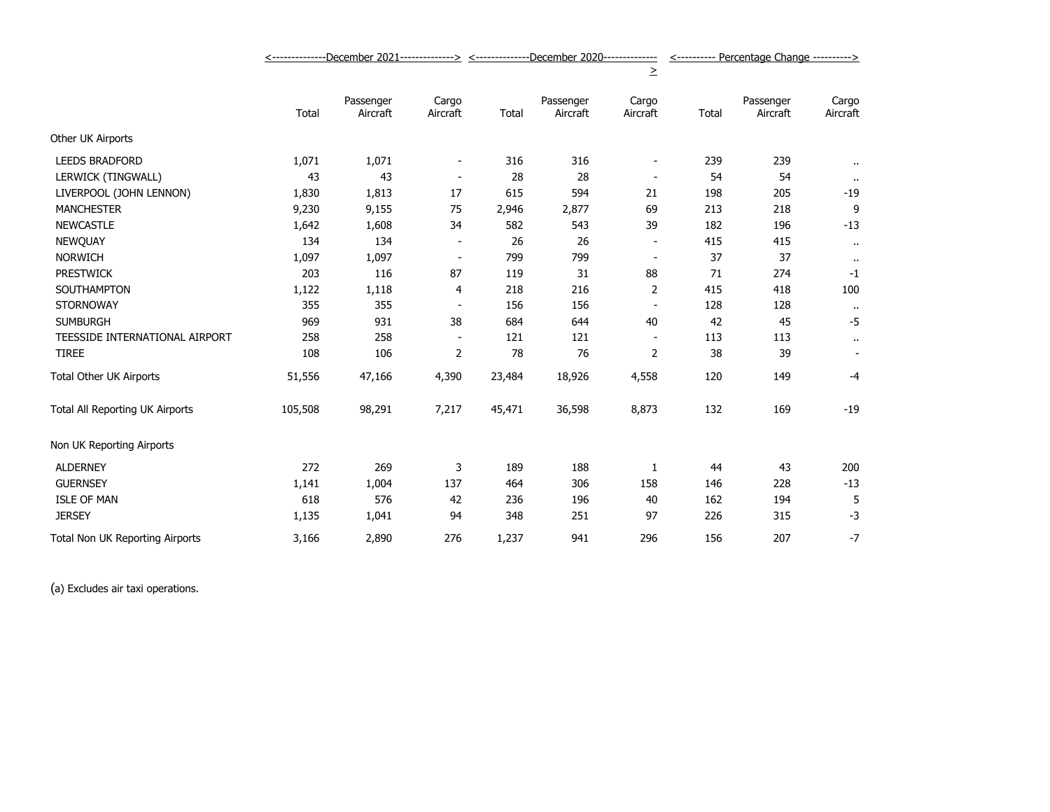| | December 2021 | | | December 2020 | | | Percentage Change | | |
|---|---|---|---|---|---|---|---|---|---|
| | Total | Passenger Aircraft | Cargo Aircraft | Total | Passenger Aircraft | Cargo Aircraft | Total | Passenger Aircraft | Cargo Aircraft |
| **Other UK Airports** | | | | | | | | | |
| LEEDS BRADFORD | 1,071 | 1,071 | - | 316 | 316 | - | 239 | 239 | .. |
| LERWICK (TINGWALL) | 43 | 43 | - | 28 | 28 | - | 54 | 54 | .. |
| LIVERPOOL (JOHN LENNON) | 1,830 | 1,813 | 17 | 615 | 594 | 21 | 198 | 205 | -19 |
| MANCHESTER | 9,230 | 9,155 | 75 | 2,946 | 2,877 | 69 | 213 | 218 | 9 |
| NEWCASTLE | 1,642 | 1,608 | 34 | 582 | 543 | 39 | 182 | 196 | -13 |
| NEWQUAY | 134 | 134 | - | 26 | 26 | - | 415 | 415 | .. |
| NORWICH | 1,097 | 1,097 | - | 799 | 799 | - | 37 | 37 | .. |
| PRESTWICK | 203 | 116 | 87 | 119 | 31 | 88 | 71 | 274 | -1 |
| SOUTHAMPTON | 1,122 | 1,118 | 4 | 218 | 216 | 2 | 415 | 418 | 100 |
| STORNOWAY | 355 | 355 | - | 156 | 156 | - | 128 | 128 | .. |
| SUMBURGH | 969 | 931 | 38 | 684 | 644 | 40 | 42 | 45 | -5 |
| TEESSIDE INTERNATIONAL AIRPORT | 258 | 258 | - | 121 | 121 | - | 113 | 113 | .. |
| TIREE | 108 | 106 | 2 | 78 | 76 | 2 | 38 | 39 | - |
| Total Other UK Airports | 51,556 | 47,166 | 4,390 | 23,484 | 18,926 | 4,558 | 120 | 149 | -4 |
| Total All Reporting UK Airports | 105,508 | 98,291 | 7,217 | 45,471 | 36,598 | 8,873 | 132 | 169 | -19 |
| **Non UK Reporting Airports** | | | | | | | | | |
| ALDERNEY | 272 | 269 | 3 | 189 | 188 | 1 | 44 | 43 | 200 |
| GUERNSEY | 1,141 | 1,004 | 137 | 464 | 306 | 158 | 146 | 228 | -13 |
| ISLE OF MAN | 618 | 576 | 42 | 236 | 196 | 40 | 162 | 194 | 5 |
| JERSEY | 1,135 | 1,041 | 94 | 348 | 251 | 97 | 226 | 315 | -3 |
| Total Non UK Reporting Airports | 3,166 | 2,890 | 276 | 1,237 | 941 | 296 | 156 | 207 | -7 |

(a) Excludes air taxi operations.